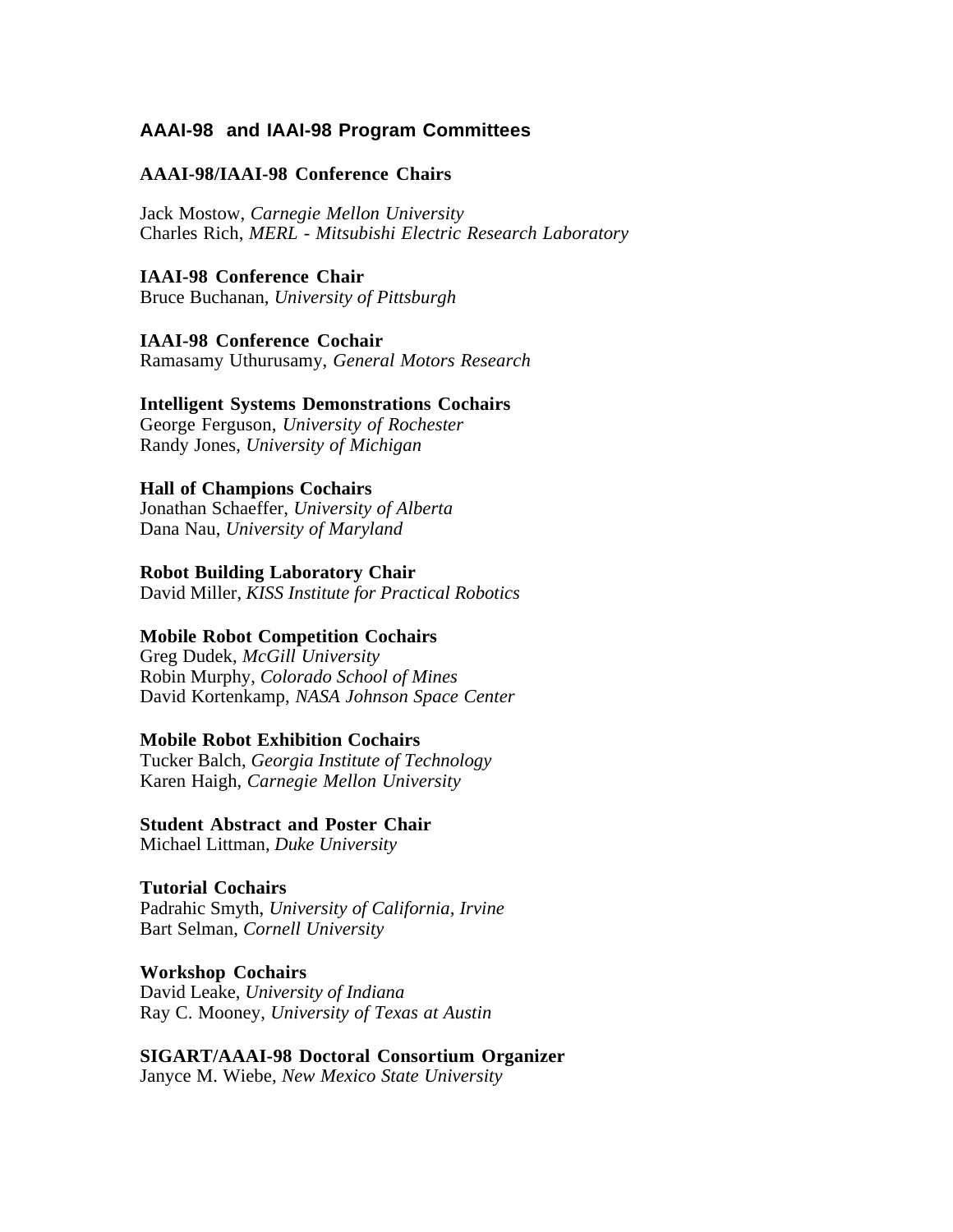# AAAI-98 and IAAI-98 Program Committees

**AAAI-98/IAAI-98 Conference Chairs**

Jack Mostow, *Carnegie Mellon University*
Charles Rich, *MERL - Mitsubishi Electric Research Laboratory*

**IAAI-98 Conference Chair**
Bruce Buchanan, *University of Pittsburgh*

**IAAI-98 Conference Cochair**
Ramasamy Uthurusamy, *General Motors Research*

**Intelligent Systems Demonstrations Cochairs**
George Ferguson, *University of Rochester*
Randy Jones, *University of Michigan*

**Hall of Champions Cochairs**
Jonathan Schaeffer, *University of Alberta*
Dana Nau, *University of Maryland*

**Robot Building Laboratory Chair**
David Miller, *KISS Institute for Practical Robotics*

**Mobile Robot Competition Cochairs**
Greg Dudek, *McGill University*
Robin Murphy, *Colorado School of Mines*
David Kortenkamp, *NASA Johnson Space Center*

**Mobile Robot Exhibition Cochairs**
Tucker Balch, *Georgia Institute of Technology*
Karen Haigh, *Carnegie Mellon University*

**Student Abstract and Poster Chair**
Michael Littman, *Duke University*

**Tutorial Cochairs**
Padrahic Smyth, *University of California, Irvine*
Bart Selman, *Cornell University*

**Workshop Cochairs**
David Leake, *University of Indiana*
Ray C. Mooney, *University of Texas at Austin*

**SIGART/AAAI-98 Doctoral Consortium Organizer**
Janyce M. Wiebe, *New Mexico State University*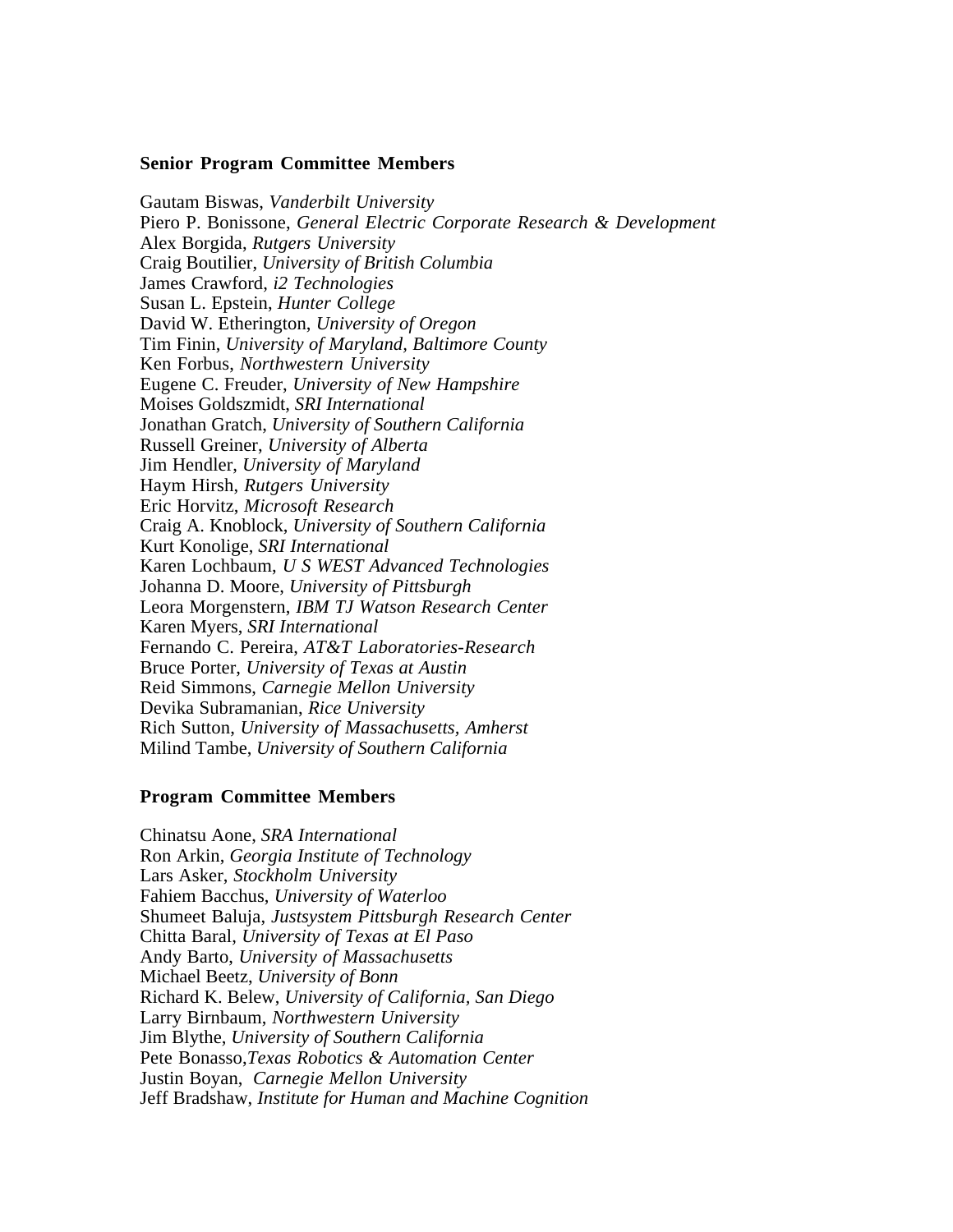### Senior Program Committee Members

Gautam Biswas, *Vanderbilt University*
Piero P. Bonissone, *General Electric Corporate Research & Development*
Alex Borgida, *Rutgers University*
Craig Boutilier, *University of British Columbia*
James Crawford, *i2 Technologies*
Susan L. Epstein, *Hunter College*
David W. Etherington, *University of Oregon*
Tim Finin, *University of Maryland, Baltimore County*
Ken Forbus, *Northwestern University*
Eugene C. Freuder, *University of New Hampshire*
Moises Goldszmidt, *SRI International*
Jonathan Gratch, *University of Southern California*
Russell Greiner, *University of Alberta*
Jim Hendler, *University of Maryland*
Haym Hirsh, *Rutgers University*
Eric Horvitz, *Microsoft Research*
Craig A. Knoblock, *University of Southern California*
Kurt Konolige, *SRI International*
Karen Lochbaum, *U S WEST Advanced Technologies*
Johanna D. Moore, *University of Pittsburgh*
Leora Morgenstern, *IBM TJ Watson Research Center*
Karen Myers, *SRI International*
Fernando C. Pereira, *AT&T Laboratories-Research*
Bruce Porter, *University of Texas at Austin*
Reid Simmons, *Carnegie Mellon University*
Devika Subramanian, *Rice University*
Rich Sutton, *University of Massachusetts, Amherst*
Milind Tambe, *University of Southern California*

### Program Committee Members

Chinatsu Aone, *SRA International*
Ron Arkin, *Georgia Institute of Technology*
Lars Asker, *Stockholm University*
Fahiem Bacchus, *University of Waterloo*
Shumeet Baluja, *Justsystem Pittsburgh Research Center*
Chitta Baral, *University of Texas at El Paso*
Andy Barto, *University of Massachusetts*
Michael Beetz, *University of Bonn*
Richard K. Belew, *University of California, San Diego*
Larry Birnbaum, *Northwestern University*
Jim Blythe, *University of Southern California*
Pete Bonasso, *Texas Robotics & Automation Center*
Justin Boyan, *Carnegie Mellon University*
Jeff Bradshaw, *Institute for Human and Machine Cognition*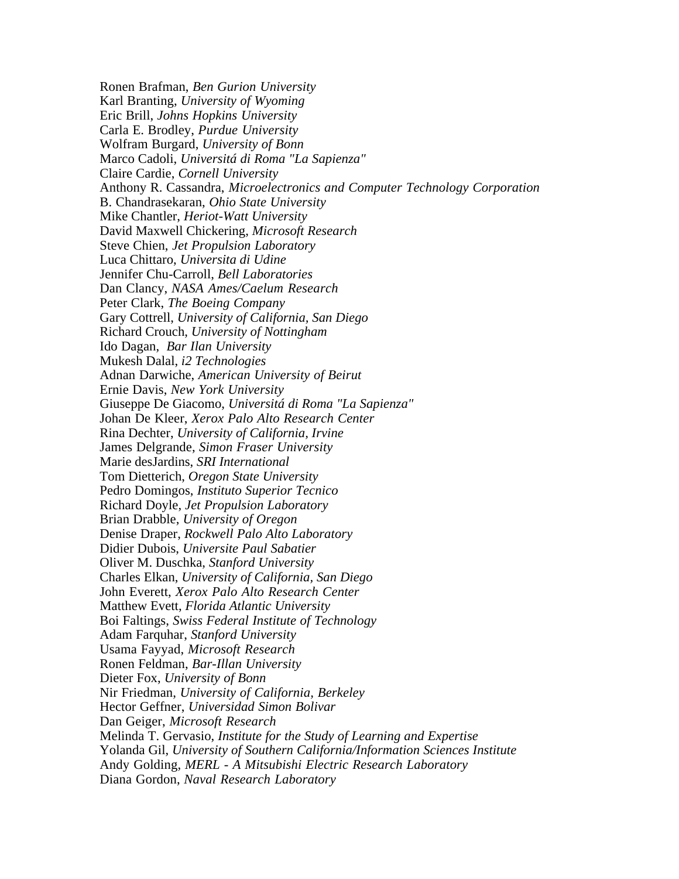Ronen Brafman, *Ben Gurion University*
Karl Branting, *University of Wyoming*
Eric Brill, *Johns Hopkins University*
Carla E. Brodley, *Purdue University*
Wolfram Burgard, *University of Bonn*
Marco Cadoli, *Universitá di Roma "La Sapienza"*
Claire Cardie, *Cornell University*
Anthony R. Cassandra, *Microelectronics and Computer Technology Corporation*
B. Chandrasekaran, *Ohio State University*
Mike Chantler, *Heriot-Watt University*
David Maxwell Chickering, *Microsoft Research*
Steve Chien, *Jet Propulsion Laboratory*
Luca Chittaro, *Universita di Udine*
Jennifer Chu-Carroll, *Bell Laboratories*
Dan Clancy, *NASA Ames/Caelum Research*
Peter Clark, *The Boeing Company*
Gary Cottrell, *University of California, San Diego*
Richard Crouch, *University of Nottingham*
Ido Dagan, *Bar Ilan University*
Mukesh Dalal, *i2 Technologies*
Adnan Darwiche, *American University of Beirut*
Ernie Davis, *New York University*
Giuseppe De Giacomo, *Universitá di Roma "La Sapienza"*
Johan De Kleer, *Xerox Palo Alto Research Center*
Rina Dechter, *University of California, Irvine*
James Delgrande, *Simon Fraser University*
Marie desJardins, *SRI International*
Tom Dietterich, *Oregon State University*
Pedro Domingos, *Instituto Superior Tecnico*
Richard Doyle, *Jet Propulsion Laboratory*
Brian Drabble, *University of Oregon*
Denise Draper, *Rockwell Palo Alto Laboratory*
Didier Dubois, *Universite Paul Sabatier*
Oliver M. Duschka, *Stanford University*
Charles Elkan, *University of California, San Diego*
John Everett, *Xerox Palo Alto Research Center*
Matthew Evett, *Florida Atlantic University*
Boi Faltings, *Swiss Federal Institute of Technology*
Adam Farquhar, *Stanford University*
Usama Fayyad, *Microsoft Research*
Ronen Feldman, *Bar-Illan University*
Dieter Fox, *University of Bonn*
Nir Friedman, *University of California, Berkeley*
Hector Geffner, *Universidad Simon Bolivar*
Dan Geiger, *Microsoft Research*
Melinda T. Gervasio, *Institute for the Study of Learning and Expertise*
Yolanda Gil, *University of Southern California/Information Sciences Institute*
Andy Golding, *MERL - A Mitsubishi Electric Research Laboratory*
Diana Gordon, *Naval Research Laboratory*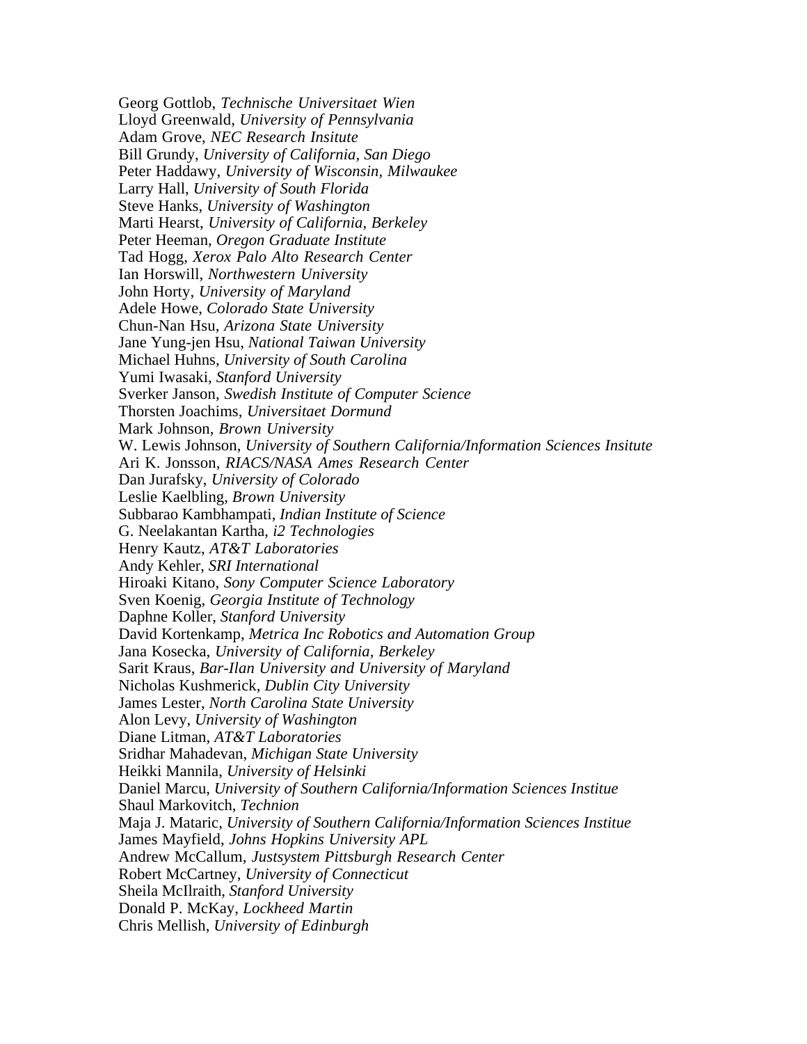Georg Gottlob, *Technische Universitaet Wien*
Lloyd Greenwald, *University of Pennsylvania*
Adam Grove, *NEC Research Insitute*
Bill Grundy, *University of California, San Diego*
Peter Haddawy, *University of Wisconsin, Milwaukee*
Larry Hall, *University of South Florida*
Steve Hanks, *University of Washington*
Marti Hearst, *University of California, Berkeley*
Peter Heeman, *Oregon Graduate Institute*
Tad Hogg, *Xerox Palo Alto Research Center*
Ian Horswill, *Northwestern University*
John Horty, *University of Maryland*
Adele Howe, *Colorado State University*
Chun-Nan Hsu, *Arizona State University*
Jane Yung-jen Hsu, *National Taiwan University*
Michael Huhns, *University of South Carolina*
Yumi Iwasaki, *Stanford University*
Sverker Janson, *Swedish Institute of Computer Science*
Thorsten Joachims, *Universitaet Dormund*
Mark Johnson, *Brown University*
W. Lewis Johnson, *University of Southern California/Information Sciences Insitute*
Ari K. Jonsson, *RIACS/NASA Ames Research Center*
Dan Jurafsky, *University of Colorado*
Leslie Kaelbling, *Brown University*
Subbarao Kambhampati, *Indian Institute of Science*
G. Neelakantan Kartha, *i2 Technologies*
Henry Kautz, *AT&T Laboratories*
Andy Kehler, *SRI International*
Hiroaki Kitano, *Sony Computer Science Laboratory*
Sven Koenig, *Georgia Institute of Technology*
Daphne Koller, *Stanford University*
David Kortenkamp, *Metrica Inc Robotics and Automation Group*
Jana Kosecka, *University of California, Berkeley*
Sarit Kraus, *Bar-Ilan University and University of Maryland*
Nicholas Kushmerick, *Dublin City University*
James Lester, *North Carolina State University*
Alon Levy, *University of Washington*
Diane Litman, *AT&T Laboratories*
Sridhar Mahadevan, *Michigan State University*
Heikki Mannila, *University of Helsinki*
Daniel Marcu, *University of Southern California/Information Sciences Institue*
Shaul Markovitch, *Technion*
Maja J. Mataric, *University of Southern California/Information Sciences Institue*
James Mayfield, *Johns Hopkins University APL*
Andrew McCallum, *Justsystem Pittsburgh Research Center*
Robert McCartney, *University of Connecticut*
Sheila McIlraith, *Stanford University*
Donald P. McKay, *Lockheed Martin*
Chris Mellish, *University of Edinburgh*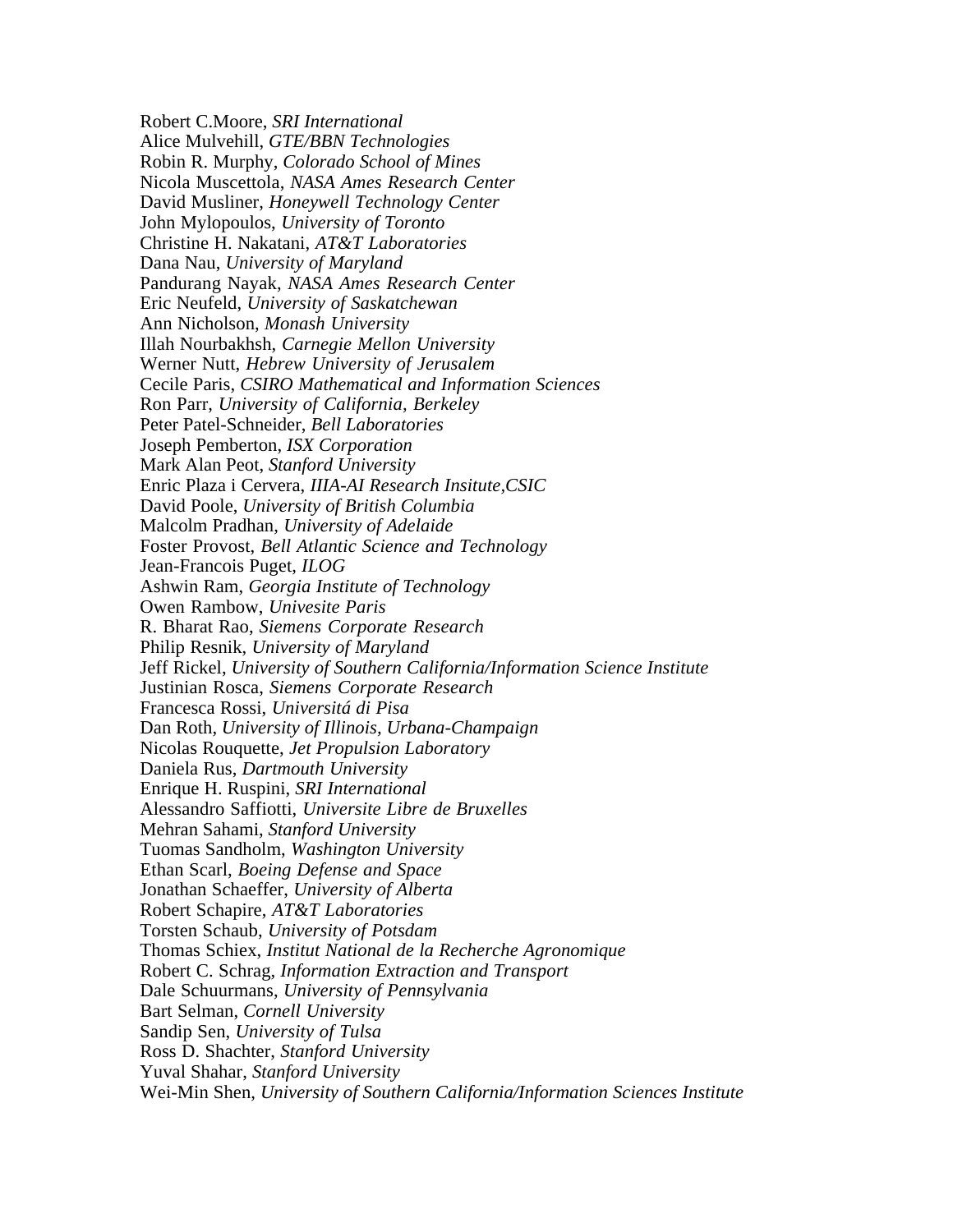Robert C.Moore, *SRI International*  
Alice Mulvehill, *GTE/BBN Technologies*  
Robin R. Murphy, *Colorado School of Mines*  
Nicola Muscettola, *NASA Ames Research Center*  
David Musliner, *Honeywell Technology Center*  
John Mylopoulos, *University of Toronto*  
Christine H. Nakatani, *AT&T Laboratories*  
Dana Nau, *University of Maryland*  
Pandurang Nayak, *NASA Ames Research Center*  
Eric Neufeld, *University of Saskatchewan*  
Ann Nicholson, *Monash University*  
Illah Nourbakhsh, *Carnegie Mellon University*  
Werner Nutt, *Hebrew University of Jerusalem*  
Cecile Paris, *CSIRO Mathematical and Information Sciences*  
Ron Parr, *University of California, Berkeley*  
Peter Patel-Schneider, *Bell Laboratories*  
Joseph Pemberton, *ISX Corporation*  
Mark Alan Peot, *Stanford University*  
Enric Plaza i Cervera, *IIIA-AI Research Insitute,CSIC*  
David Poole, *University of British Columbia*  
Malcolm Pradhan, *University of Adelaide*  
Foster Provost, *Bell Atlantic Science and Technology*  
Jean-Francois Puget, *ILOG*  
Ashwin Ram, *Georgia Institute of Technology*  
Owen Rambow, *Univesite Paris*  
R. Bharat Rao, *Siemens Corporate Research*  
Philip Resnik, *University of Maryland*  
Jeff Rickel, *University of Southern California/Information Science Institute*  
Justinian Rosca, *Siemens Corporate Research*  
Francesca Rossi, *Universitá di Pisa*  
Dan Roth, *University of Illinois, Urbana-Champaign*  
Nicolas Rouquette, *Jet Propulsion Laboratory*  
Daniela Rus, *Dartmouth University*  
Enrique H. Ruspini, *SRI International*  
Alessandro Saffiotti, *Universite Libre de Bruxelles*  
Mehran Sahami, *Stanford University*  
Tuomas Sandholm, *Washington University*  
Ethan Scarl, *Boeing Defense and Space*  
Jonathan Schaeffer, *University of Alberta*  
Robert Schapire, *AT&T Laboratories*  
Torsten Schaub, *University of Potsdam*  
Thomas Schiex, *Institut National de la Recherche Agronomique*  
Robert C. Schrag, *Information Extraction and Transport*  
Dale Schuurmans, *University of Pennsylvania*  
Bart Selman, *Cornell University*  
Sandip Sen, *University of Tulsa*  
Ross D. Shachter, *Stanford University*  
Yuval Shahar, *Stanford University*  
Wei-Min Shen, *University of Southern California/Information Sciences Institute*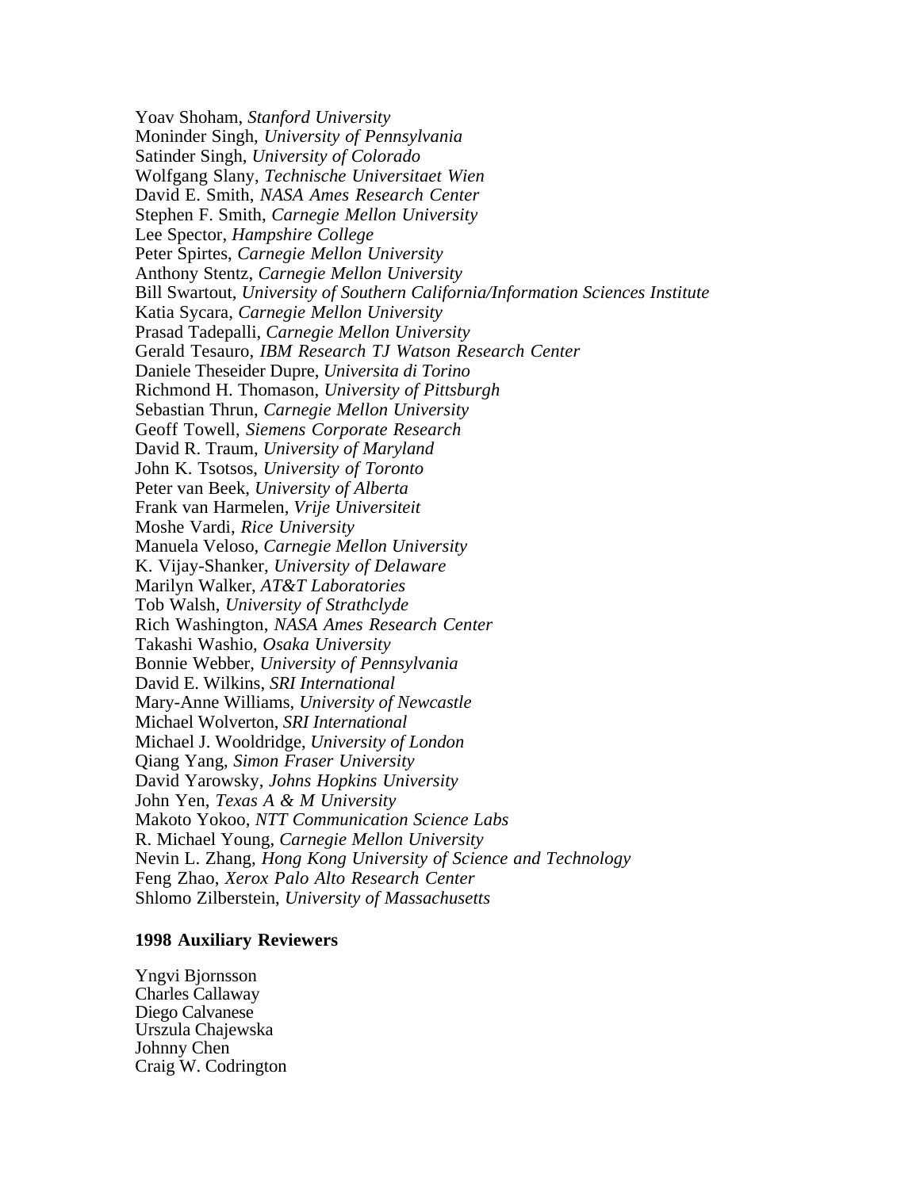Yoav Shoham, *Stanford University*
Moninder Singh, *University of Pennsylvania*
Satinder Singh, *University of Colorado*
Wolfgang Slany, *Technische Universitaet Wien*
David E. Smith, *NASA Ames Research Center*
Stephen F. Smith, *Carnegie Mellon University*
Lee Spector, *Hampshire College*
Peter Spirtes, *Carnegie Mellon University*
Anthony Stentz, *Carnegie Mellon University*
Bill Swartout, *University of Southern California/Information Sciences Institute*
Katia Sycara, *Carnegie Mellon University*
Prasad Tadepalli, *Carnegie Mellon University*
Gerald Tesauro, *IBM Research TJ Watson Research Center*
Daniele Theseider Dupre, *Universita di Torino*
Richmond H. Thomason, *University of Pittsburgh*
Sebastian Thrun, *Carnegie Mellon University*
Geoff Towell, *Siemens Corporate Research*
David R. Traum, *University of Maryland*
John K. Tsotsos, *University of Toronto*
Peter van Beek, *University of Alberta*
Frank van Harmelen, *Vrije Universiteit*
Moshe Vardi, *Rice University*
Manuela Veloso, *Carnegie Mellon University*
K. Vijay-Shanker, *University of Delaware*
Marilyn Walker, *AT&T Laboratories*
Tob Walsh, *University of Strathclyde*
Rich Washington, *NASA Ames Research Center*
Takashi Washio, *Osaka University*
Bonnie Webber, *University of Pennsylvania*
David E. Wilkins, *SRI International*
Mary-Anne Williams, *University of Newcastle*
Michael Wolverton, *SRI International*
Michael J. Wooldridge, *University of London*
Qiang Yang, *Simon Fraser University*
David Yarowsky, *Johns Hopkins University*
John Yen, *Texas A & M University*
Makoto Yokoo, *NTT Communication Science Labs*
R. Michael Young, *Carnegie Mellon University*
Nevin L. Zhang, *Hong Kong University of Science and Technology*
Feng Zhao, *Xerox Palo Alto Research Center*
Shlomo Zilberstein, *University of Massachusetts*

**1998 Auxiliary Reviewers**

Yngvi Bjornsson
Charles Callaway
Diego Calvanese
Urszula Chajewska
Johnny Chen
Craig W. Codrington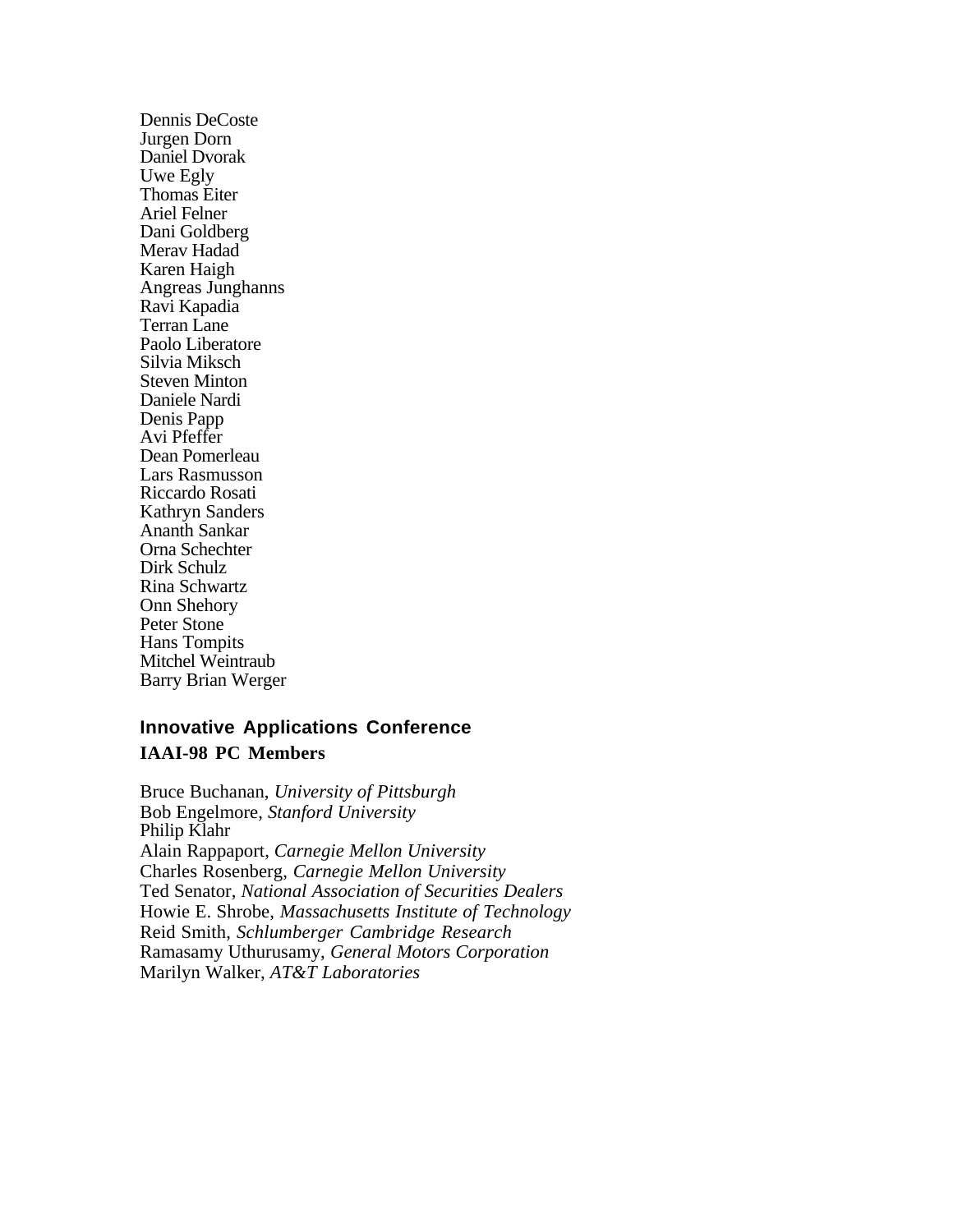Dennis DeCoste
Jurgen Dorn
Daniel Dvorak
Uwe Egly
Thomas Eiter
Ariel Felner
Dani Goldberg
Merav Hadad
Karen Haigh
Angreas Junghanns
Ravi Kapadia
Terran Lane
Paolo Liberatore
Silvia Miksch
Steven Minton
Daniele Nardi
Denis Papp
Avi Pfeffer
Dean Pomerleau
Lars Rasmusson
Riccardo Rosati
Kathryn Sanders
Ananth Sankar
Orna Schechter
Dirk Schulz
Rina Schwartz
Onn Shehory
Peter Stone
Hans Tompits
Mitchel Weintraub
Barry Brian Werger

## Innovative Applications Conference

### IAAI-98 PC Members

Bruce Buchanan, *University of Pittsburgh*
Bob Engelmore, *Stanford University*
Philip Klahr
Alain Rappaport, *Carnegie Mellon University*
Charles Rosenberg, *Carnegie Mellon University*
Ted Senator, *National Association of Securities Dealers*
Howie E. Shrobe, *Massachusetts Institute of Technology*
Reid Smith, *Schlumberger Cambridge Research*
Ramasamy Uthurusamy, *General Motors Corporation*
Marilyn Walker, *AT&T Laboratories*